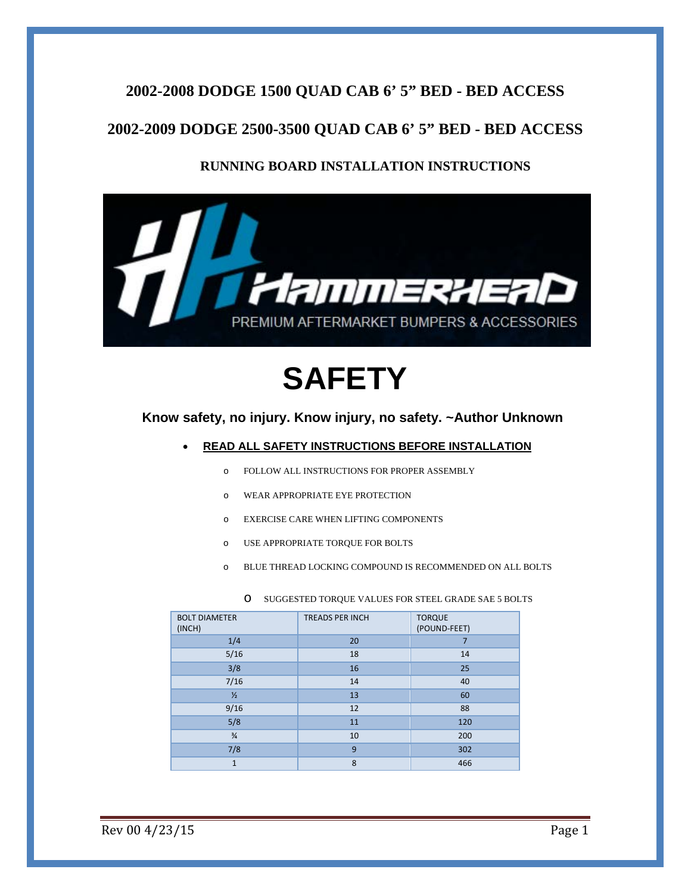# 2002-2008 DODGE 1500 QUAD CAB 6' 5" BED - BED ACCESS

# 2002-2009 DODGE 2500-3500 QUAD CAB 6' 5" BED - BED ACCESS

## RUNNING BOARD INSTALLATION INSTRUCTIONS

HAMMERHEAD
PREMIUM AFTERMARKET BUMPERS & ACCESSORIES

# SAFETY

**Know safety, no injury. Know injury, no safety. ~Author Unknown**

- **READ ALL SAFETY INSTRUCTIONS BEFORE INSTALLATION**
  - FOLLOW ALL INSTRUCTIONS FOR PROPER ASSEMBLY
  - WEAR APPROPRIATE EYE PROTECTION
  - EXERCISE CARE WHEN LIFTING COMPONENTS
  - USE APPROPRIATE TORQUE FOR BOLTS
  - BLUE THREAD LOCKING COMPOUND IS RECOMMENDED ON ALL BOLTS
  - SUGGESTED TORQUE VALUES FOR STEEL GRADE SAE 5 BOLTS

| BOLT DIAMETER (INCH) | TREADS PER INCH | TORQUE (POUND-FEET) |
|---|---|---|
| 1/4 | 20 | 7 |
| 5/16 | 18 | 14 |
| 3/8 | 16 | 25 |
| 7/16 | 14 | 40 |
| ½ | 13 | 60 |
| 9/16 | 12 | 88 |
| 5/8 | 11 | 120 |
| ¾ | 10 | 200 |
| 7/8 | 9 | 302 |
| 1 | 8 | 466 |

Rev 00 4/23/15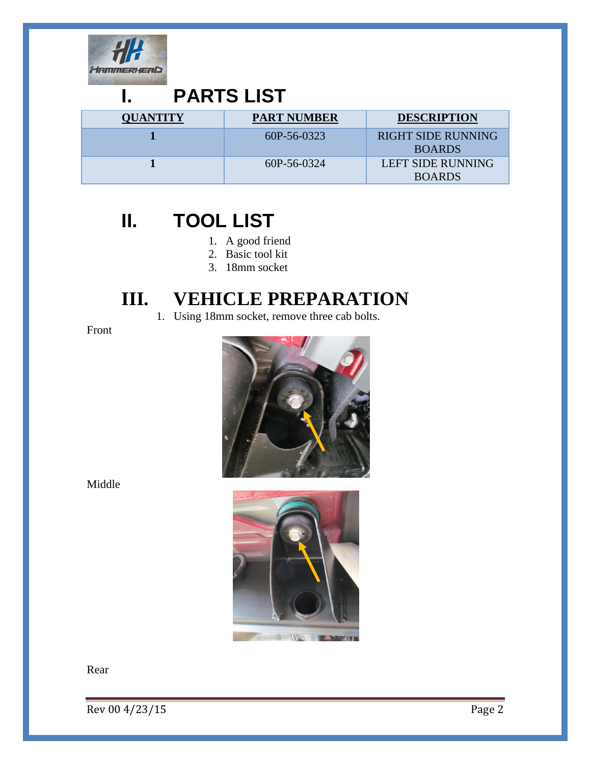# I. PARTS LIST

| QUANTITY | PART NUMBER | DESCRIPTION |
|---|---|---|
| **1** | 60P-56-0323 | RIGHT SIDE RUNNING BOARDS |
| **1** | 60P-56-0324 | LEFT SIDE RUNNING BOARDS |

# II. TOOL LIST

1. A good friend
2. Basic tool kit
3. 18mm socket

# III. VEHICLE PREPARATION

1. Using 18mm socket, remove three cab bolts.

Front

Middle

Rear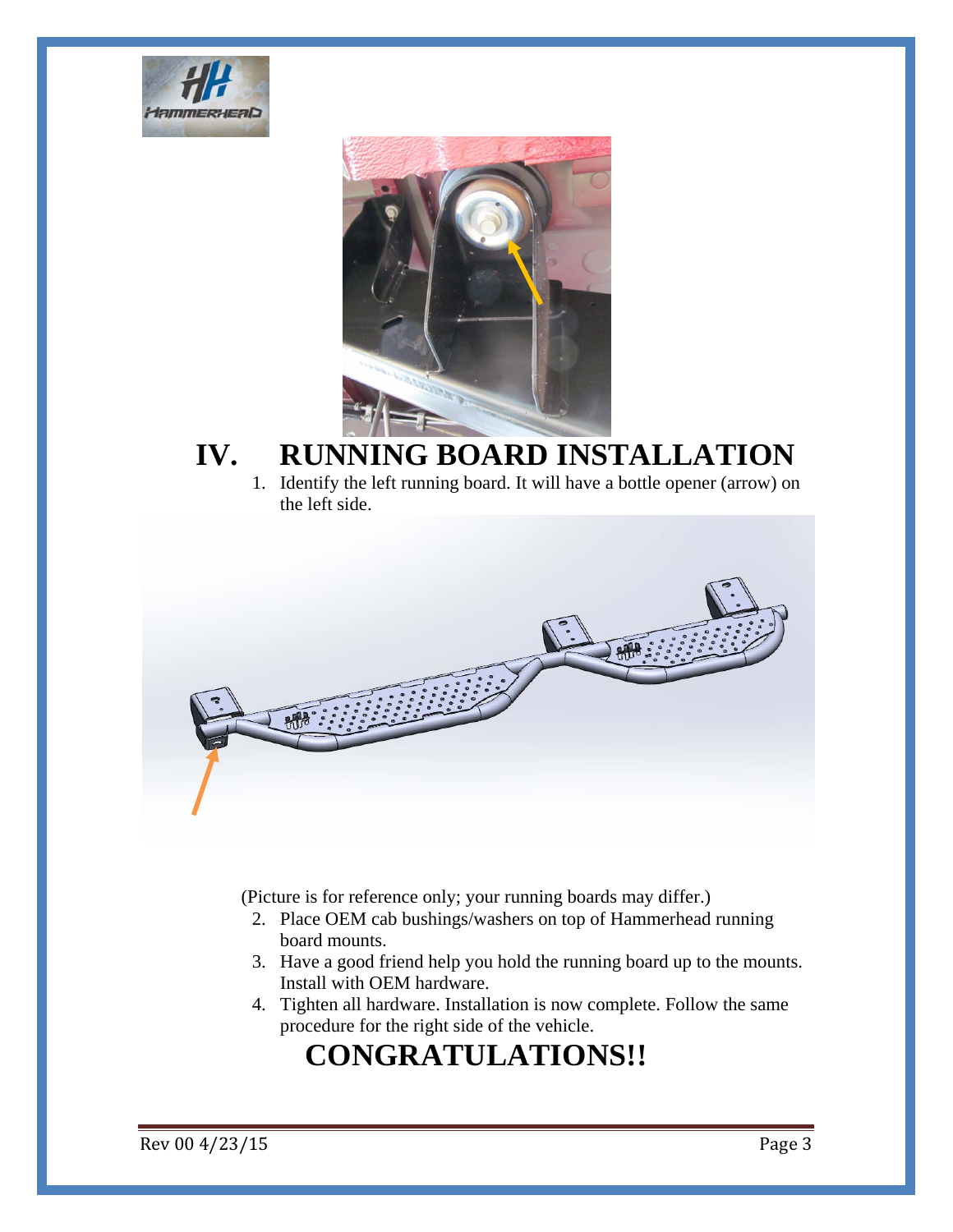# IV. RUNNING BOARD INSTALLATION

1. Identify the left running board. It will have a bottle opener (arrow) on the left side.

(Picture is for reference only; your running boards may differ.)

2. Place OEM cab bushings/washers on top of Hammerhead running board mounts.
3. Have a good friend help you hold the running board up to the mounts. Install with OEM hardware.
4. Tighten all hardware. Installation is now complete. Follow the same procedure for the right side of the vehicle.

# CONGRATULATIONS!!

Rev 00 4/23/15